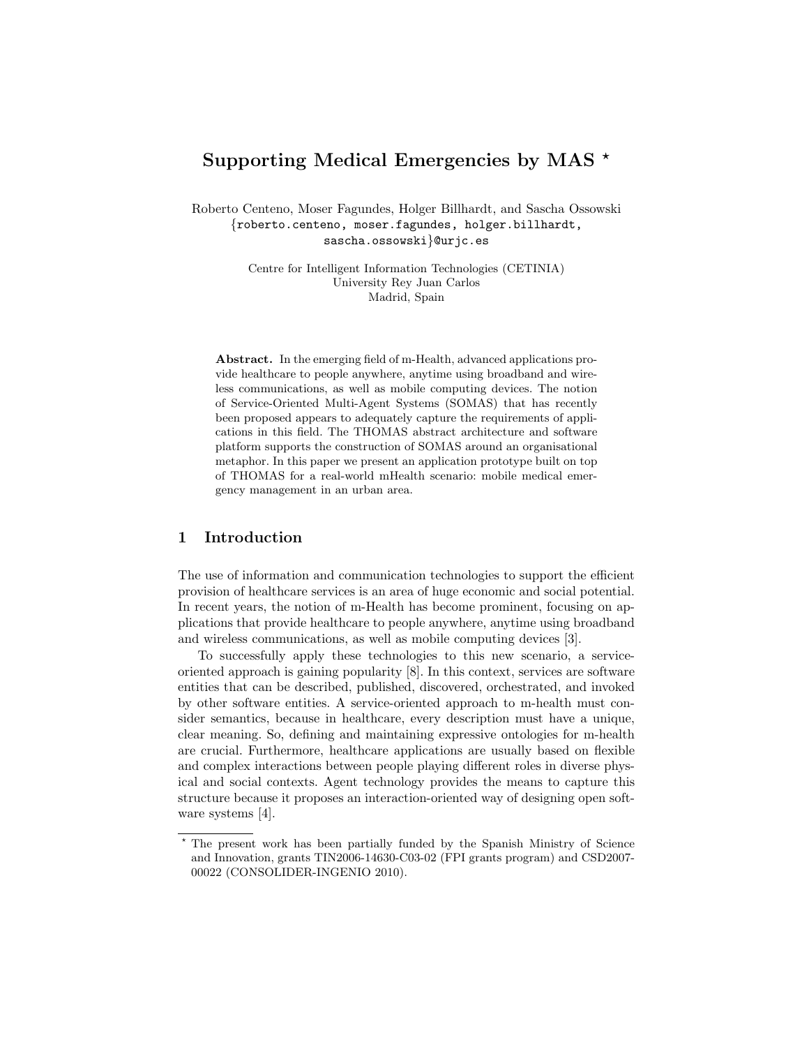# Supporting Medical Emergencies by MAS *

Roberto Centeno, Moser Fagundes, Holger Billhardt, and Sascha Ossowski
{roberto.centeno, moser.fagundes, holger.billhardt, sascha.ossowski}@urjc.es

Centre for Intelligent Information Technologies (CETINIA)
University Rey Juan Carlos
Madrid, Spain

**Abstract.** In the emerging field of m-Health, advanced applications provide healthcare to people anywhere, anytime using broadband and wireless communications, as well as mobile computing devices. The notion of Service-Oriented Multi-Agent Systems (SOMAS) that has recently been proposed appears to adequately capture the requirements of applications in this field. The THOMAS abstract architecture and software platform supports the construction of SOMAS around an organisational metaphor. In this paper we present an application prototype built on top of THOMAS for a real-world mHealth scenario: mobile medical emergency management in an urban area.

## 1 Introduction

The use of information and communication technologies to support the efficient provision of healthcare services is an area of huge economic and social potential. In recent years, the notion of m-Health has become prominent, focusing on applications that provide healthcare to people anywhere, anytime using broadband and wireless communications, as well as mobile computing devices [3].

To successfully apply these technologies to this new scenario, a service-oriented approach is gaining popularity [8]. In this context, services are software entities that can be described, published, discovered, orchestrated, and invoked by other software entities. A service-oriented approach to m-health must consider semantics, because in healthcare, every description must have a unique, clear meaning. So, defining and maintaining expressive ontologies for m-health are crucial. Furthermore, healthcare applications are usually based on flexible and complex interactions between people playing different roles in diverse physical and social contexts. Agent technology provides the means to capture this structure because it proposes an interaction-oriented way of designing open software systems [4].

* The present work has been partially funded by the Spanish Ministry of Science and Innovation, grants TIN2006-14630-C03-02 (FPI grants program) and CSD2007-00022 (CONSOLIDER-INGENIO 2010).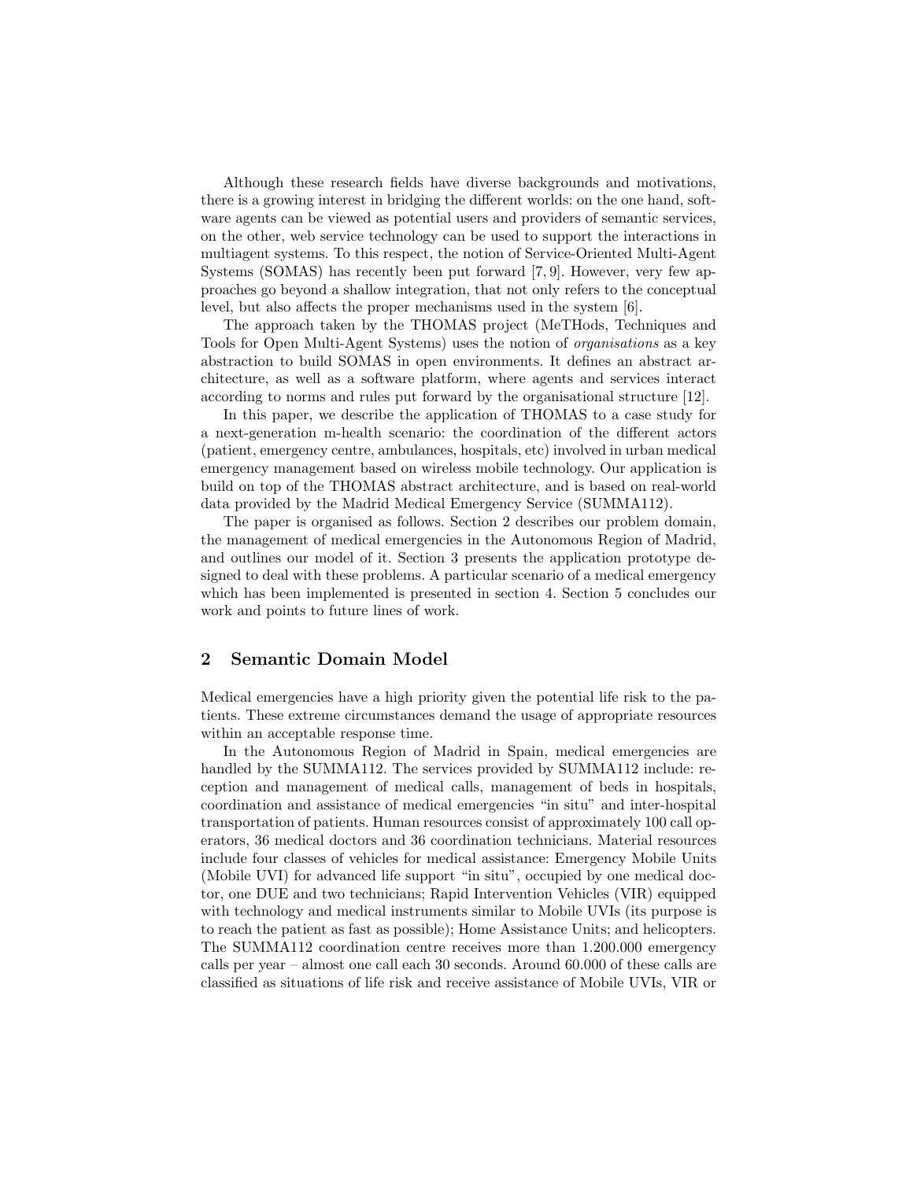Although these research fields have diverse backgrounds and motivations, there is a growing interest in bridging the different worlds: on the one hand, software agents can be viewed as potential users and providers of semantic services, on the other, web service technology can be used to support the interactions in multiagent systems. To this respect, the notion of Service-Oriented Multi-Agent Systems (SOMAS) has recently been put forward [7, 9]. However, very few approaches go beyond a shallow integration, that not only refers to the conceptual level, but also affects the proper mechanisms used in the system [6].

The approach taken by the THOMAS project (MeTHods, Techniques and Tools for Open Multi-Agent Systems) uses the notion of *organisations* as a key abstraction to build SOMAS in open environments. It defines an abstract architecture, as well as a software platform, where agents and services interact according to norms and rules put forward by the organisational structure [12].

In this paper, we describe the application of THOMAS to a case study for a next-generation m-health scenario: the coordination of the different actors (patient, emergency centre, ambulances, hospitals, etc) involved in urban medical emergency management based on wireless mobile technology. Our application is build on top of the THOMAS abstract architecture, and is based on real-world data provided by the Madrid Medical Emergency Service (SUMMA112).

The paper is organised as follows. Section 2 describes our problem domain, the management of medical emergencies in the Autonomous Region of Madrid, and outlines our model of it. Section 3 presents the application prototype designed to deal with these problems. A particular scenario of a medical emergency which has been implemented is presented in section 4. Section 5 concludes our work and points to future lines of work.

## 2 Semantic Domain Model

Medical emergencies have a high priority given the potential life risk to the patients. These extreme circumstances demand the usage of appropriate resources within an acceptable response time.

In the Autonomous Region of Madrid in Spain, medical emergencies are handled by the SUMMA112. The services provided by SUMMA112 include: reception and management of medical calls, management of beds in hospitals, coordination and assistance of medical emergencies "in situ" and inter-hospital transportation of patients. Human resources consist of approximately 100 call operators, 36 medical doctors and 36 coordination technicians. Material resources include four classes of vehicles for medical assistance: Emergency Mobile Units (Mobile UVI) for advanced life support "in situ", occupied by one medical doctor, one DUE and two technicians; Rapid Intervention Vehicles (VIR) equipped with technology and medical instruments similar to Mobile UVIs (its purpose is to reach the patient as fast as possible); Home Assistance Units; and helicopters. The SUMMA112 coordination centre receives more than 1.200.000 emergency calls per year – almost one call each 30 seconds. Around 60.000 of these calls are classified as situations of life risk and receive assistance of Mobile UVIs, VIR or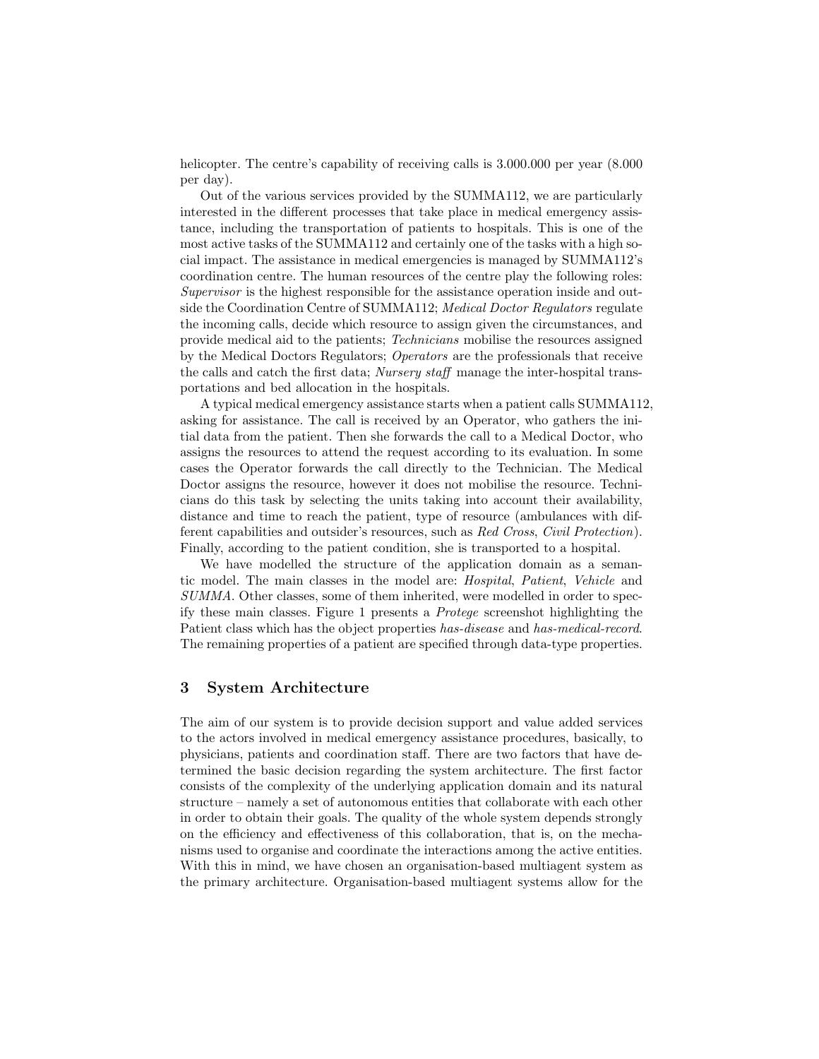helicopter. The centre's capability of receiving calls is 3.000.000 per year (8.000 per day).

Out of the various services provided by the SUMMA112, we are particularly interested in the different processes that take place in medical emergency assistance, including the transportation of patients to hospitals. This is one of the most active tasks of the SUMMA112 and certainly one of the tasks with a high social impact. The assistance in medical emergencies is managed by SUMMA112's coordination centre. The human resources of the centre play the following roles: *Supervisor* is the highest responsible for the assistance operation inside and outside the Coordination Centre of SUMMA112; *Medical Doctor Regulators* regulate the incoming calls, decide which resource to assign given the circumstances, and provide medical aid to the patients; *Technicians* mobilise the resources assigned by the Medical Doctors Regulators; *Operators* are the professionals that receive the calls and catch the first data; *Nursery staff* manage the inter-hospital transportations and bed allocation in the hospitals.

A typical medical emergency assistance starts when a patient calls SUMMA112, asking for assistance. The call is received by an Operator, who gathers the initial data from the patient. Then she forwards the call to a Medical Doctor, who assigns the resources to attend the request according to its evaluation. In some cases the Operator forwards the call directly to the Technician. The Medical Doctor assigns the resource, however it does not mobilise the resource. Technicians do this task by selecting the units taking into account their availability, distance and time to reach the patient, type of resource (ambulances with different capabilities and outsider's resources, such as *Red Cross*, *Civil Protection*). Finally, according to the patient condition, she is transported to a hospital.

We have modelled the structure of the application domain as a semantic model. The main classes in the model are: *Hospital*, *Patient*, *Vehicle* and *SUMMA*. Other classes, some of them inherited, were modelled in order to specify these main classes. Figure 1 presents a *Protege* screenshot highlighting the Patient class which has the object properties *has-disease* and *has-medical-record*. The remaining properties of a patient are specified through data-type properties.

## 3 System Architecture

The aim of our system is to provide decision support and value added services to the actors involved in medical emergency assistance procedures, basically, to physicians, patients and coordination staff. There are two factors that have determined the basic decision regarding the system architecture. The first factor consists of the complexity of the underlying application domain and its natural structure – namely a set of autonomous entities that collaborate with each other in order to obtain their goals. The quality of the whole system depends strongly on the efficiency and effectiveness of this collaboration, that is, on the mechanisms used to organise and coordinate the interactions among the active entities. With this in mind, we have chosen an organisation-based multiagent system as the primary architecture. Organisation-based multiagent systems allow for the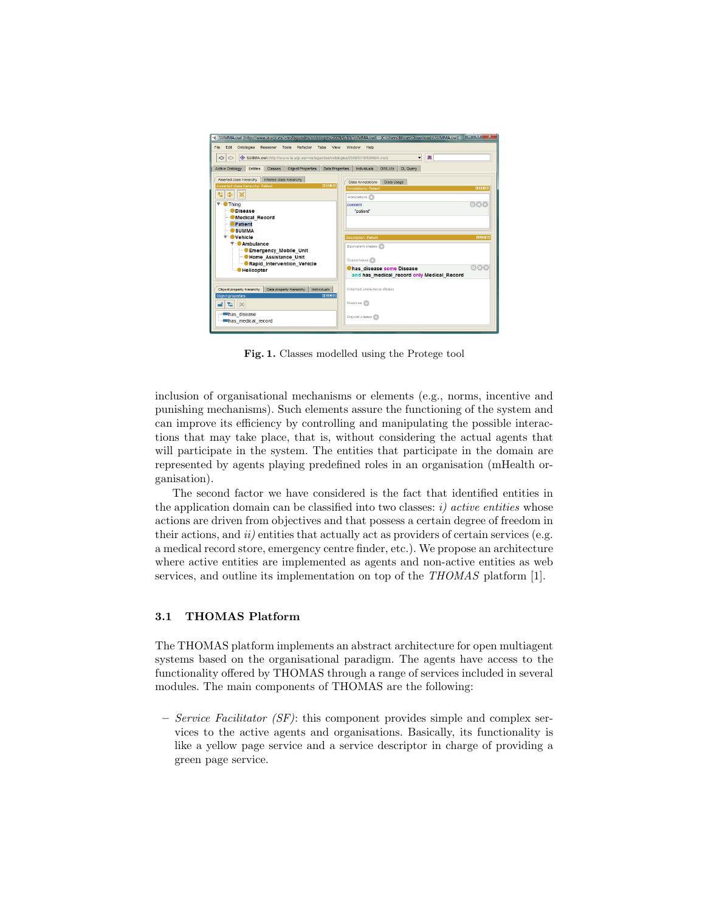**Fig. 1.** Classes modelled using the Protege tool

inclusion of organisational mechanisms or elements (e.g., norms, incentive and punishing mechanisms). Such elements assure the functioning of the system and can improve its efficiency by controlling and manipulating the possible interactions that may take place, that is, without considering the actual agents that will participate in the system. The entities that participate in the domain are represented by agents playing predefined roles in an organisation (mHealth organisation).

The second factor we have considered is the fact that identified entities in the application domain can be classified into two classes: *i) active entities* whose actions are driven from objectives and that possess a certain degree of freedom in their actions, and *ii)* entities that actually act as providers of certain services (e.g. a medical record store, emergency centre finder, etc.). We propose an architecture where active entities are implemented as agents and non-active entities as web services, and outline its implementation on top of the *THOMAS* platform [1].

### 3.1 THOMAS Platform

The THOMAS platform implements an abstract architecture for open multiagent systems based on the organisational paradigm. The agents have access to the functionality offered by THOMAS through a range of services included in several modules. The main components of THOMAS are the following:

- *Service Facilitator (SF)*: this component provides simple and complex services to the active agents and organisations. Basically, its functionality is like a yellow page service and a service descriptor in charge of providing a green page service.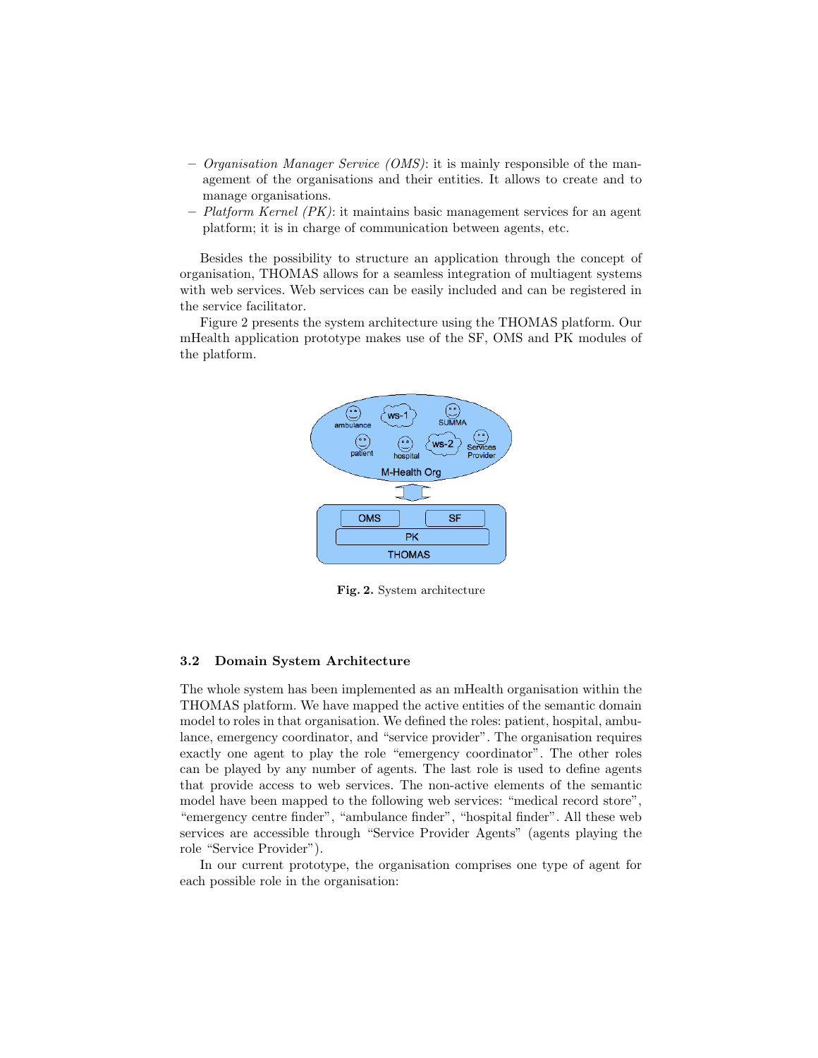- *Organisation Manager Service (OMS)*: it is mainly responsible of the management of the organisations and their entities. It allows to create and to manage organisations.
- *Platform Kernel (PK)*: it maintains basic management services for an agent platform; it is in charge of communication between agents, etc.

Besides the possibility to structure an application through the concept of organisation, THOMAS allows for a seamless integration of multiagent systems with web services. Web services can be easily included and can be registered in the service facilitator.

Figure 2 presents the system architecture using the THOMAS platform. Our mHealth application prototype makes use of the SF, OMS and PK modules of the platform.

**Fig. 2.** System architecture

### 3.2 Domain System Architecture

The whole system has been implemented as an mHealth organisation within the THOMAS platform. We have mapped the active entities of the semantic domain model to roles in that organisation. We defined the roles: patient, hospital, ambulance, emergency coordinator, and "service provider". The organisation requires exactly one agent to play the role "emergency coordinator". The other roles can be played by any number of agents. The last role is used to define agents that provide access to web services. The non-active elements of the semantic model have been mapped to the following web services: "medical record store", "emergency centre finder", "ambulance finder", "hospital finder". All these web services are accessible through "Service Provider Agents" (agents playing the role "Service Provider").

In our current prototype, the organisation comprises one type of agent for each possible role in the organisation: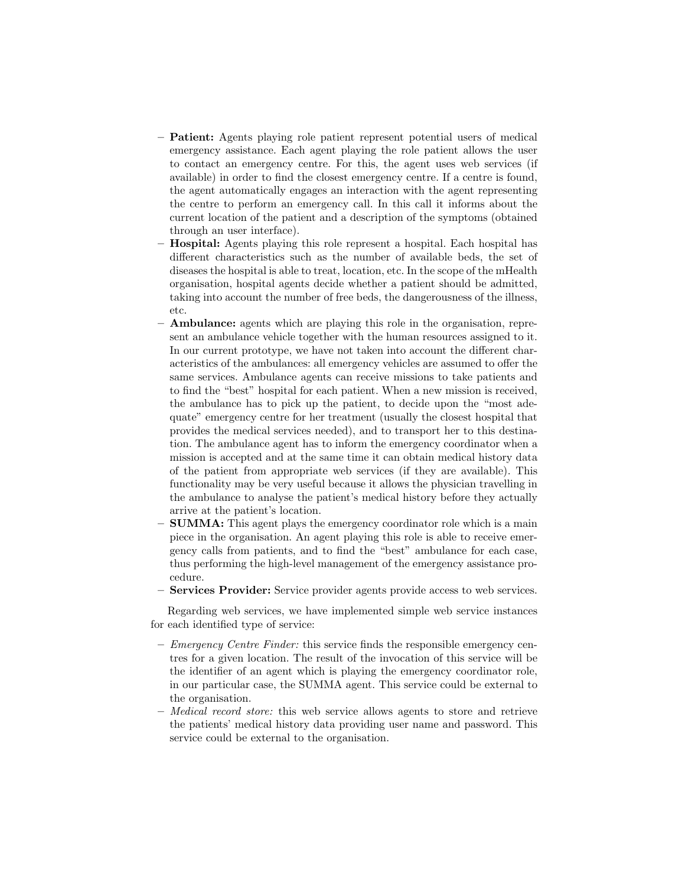- **Patient:** Agents playing role patient represent potential users of medical emergency assistance. Each agent playing the role patient allows the user to contact an emergency centre. For this, the agent uses web services (if available) in order to find the closest emergency centre. If a centre is found, the agent automatically engages an interaction with the agent representing the centre to perform an emergency call. In this call it informs about the current location of the patient and a description of the symptoms (obtained through an user interface).
- **Hospital:** Agents playing this role represent a hospital. Each hospital has different characteristics such as the number of available beds, the set of diseases the hospital is able to treat, location, etc. In the scope of the mHealth organisation, hospital agents decide whether a patient should be admitted, taking into account the number of free beds, the dangerousness of the illness, etc.
- **Ambulance:** agents which are playing this role in the organisation, represent an ambulance vehicle together with the human resources assigned to it. In our current prototype, we have not taken into account the different characteristics of the ambulances: all emergency vehicles are assumed to offer the same services. Ambulance agents can receive missions to take patients and to find the "best" hospital for each patient. When a new mission is received, the ambulance has to pick up the patient, to decide upon the "most adequate" emergency centre for her treatment (usually the closest hospital that provides the medical services needed), and to transport her to this destination. The ambulance agent has to inform the emergency coordinator when a mission is accepted and at the same time it can obtain medical history data of the patient from appropriate web services (if they are available). This functionality may be very useful because it allows the physician travelling in the ambulance to analyse the patient's medical history before they actually arrive at the patient's location.
- **SUMMA:** This agent plays the emergency coordinator role which is a main piece in the organisation. An agent playing this role is able to receive emergency calls from patients, and to find the "best" ambulance for each case, thus performing the high-level management of the emergency assistance procedure.
- **Services Provider:** Service provider agents provide access to web services.

Regarding web services, we have implemented simple web service instances for each identified type of service:

- *Emergency Centre Finder:* this service finds the responsible emergency centres for a given location. The result of the invocation of this service will be the identifier of an agent which is playing the emergency coordinator role, in our particular case, the SUMMA agent. This service could be external to the organisation.
- *Medical record store:* this web service allows agents to store and retrieve the patients' medical history data providing user name and password. This service could be external to the organisation.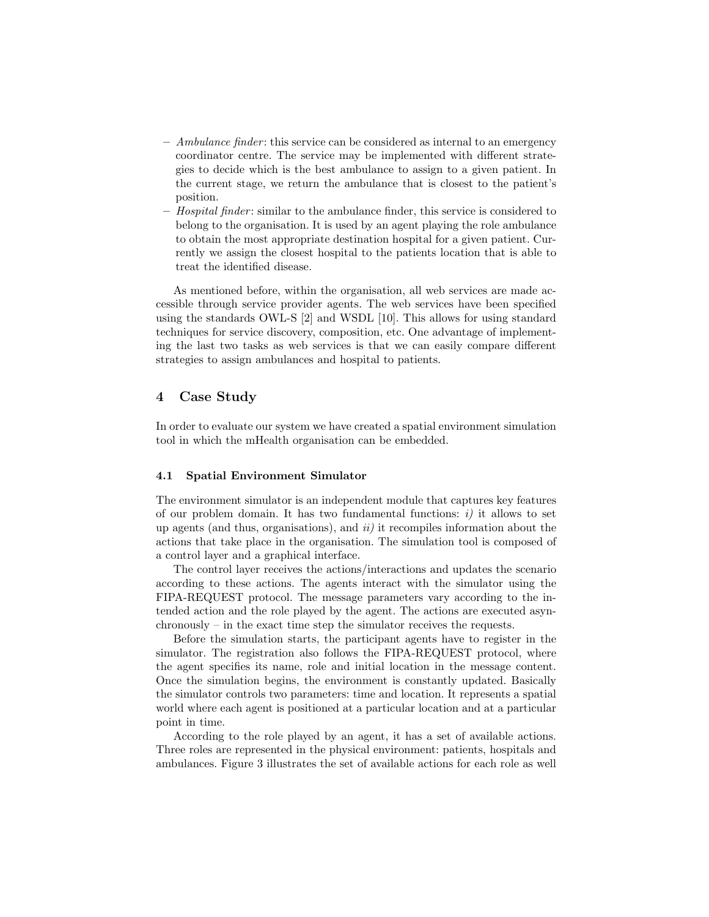- *Ambulance finder*: this service can be considered as internal to an emergency coordinator centre. The service may be implemented with different strategies to decide which is the best ambulance to assign to a given patient. In the current stage, we return the ambulance that is closest to the patient's position.
- *Hospital finder*: similar to the ambulance finder, this service is considered to belong to the organisation. It is used by an agent playing the role ambulance to obtain the most appropriate destination hospital for a given patient. Currently we assign the closest hospital to the patients location that is able to treat the identified disease.

As mentioned before, within the organisation, all web services are made accessible through service provider agents. The web services have been specified using the standards OWL-S [2] and WSDL [10]. This allows for using standard techniques for service discovery, composition, etc. One advantage of implementing the last two tasks as web services is that we can easily compare different strategies to assign ambulances and hospital to patients.

## 4 Case Study

In order to evaluate our system we have created a spatial environment simulation tool in which the mHealth organisation can be embedded.

### 4.1 Spatial Environment Simulator

The environment simulator is an independent module that captures key features of our problem domain. It has two fundamental functions: *i)* it allows to set up agents (and thus, organisations), and *ii)* it recompiles information about the actions that take place in the organisation. The simulation tool is composed of a control layer and a graphical interface.

The control layer receives the actions/interactions and updates the scenario according to these actions. The agents interact with the simulator using the FIPA-REQUEST protocol. The message parameters vary according to the intended action and the role played by the agent. The actions are executed asynchronously – in the exact time step the simulator receives the requests.

Before the simulation starts, the participant agents have to register in the simulator. The registration also follows the FIPA-REQUEST protocol, where the agent specifies its name, role and initial location in the message content. Once the simulation begins, the environment is constantly updated. Basically the simulator controls two parameters: time and location. It represents a spatial world where each agent is positioned at a particular location and at a particular point in time.

According to the role played by an agent, it has a set of available actions. Three roles are represented in the physical environment: patients, hospitals and ambulances. Figure 3 illustrates the set of available actions for each role as well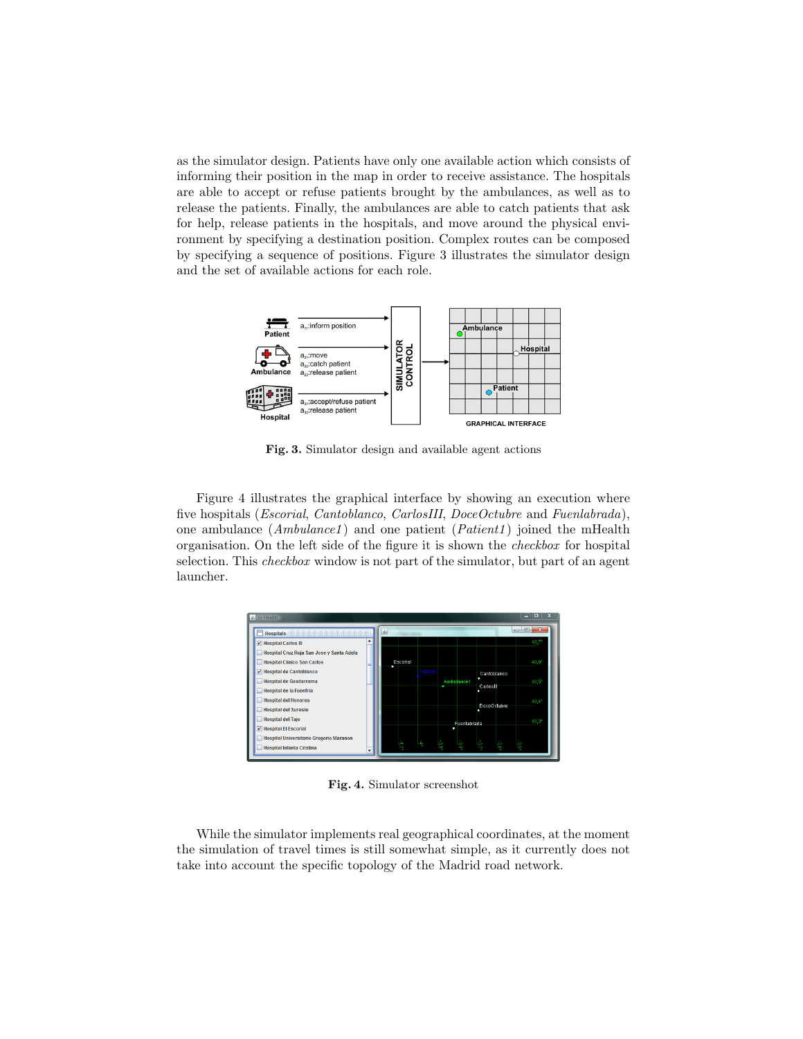as the simulator design. Patients have only one available action which consists of informing their position in the map in order to receive assistance. The hospitals are able to accept or refuse patients brought by the ambulances, as well as to release the patients. Finally, the ambulances are able to catch patients that ask for help, release patients in the hospitals, and move around the physical environment by specifying a destination position. Complex routes can be composed by specifying a sequence of positions. Figure 3 illustrates the simulator design and the set of available actions for each role.

**Fig. 3.** Simulator design and available agent actions

Figure 4 illustrates the graphical interface by showing an execution where five hospitals (*Escorial*, *Cantoblanco*, *CarlosIII*, *DoceOctubre* and *Fuenlabrada*), one ambulance (*Ambulance1*) and one patient (*Patient1*) joined the mHealth organisation. On the left side of the figure it is shown the *checkbox* for hospital selection. This *checkbox* window is not part of the simulator, but part of an agent launcher.

**Fig. 4.** Simulator screenshot

While the simulator implements real geographical coordinates, at the moment the simulation of travel times is still somewhat simple, as it currently does not take into account the specific topology of the Madrid road network.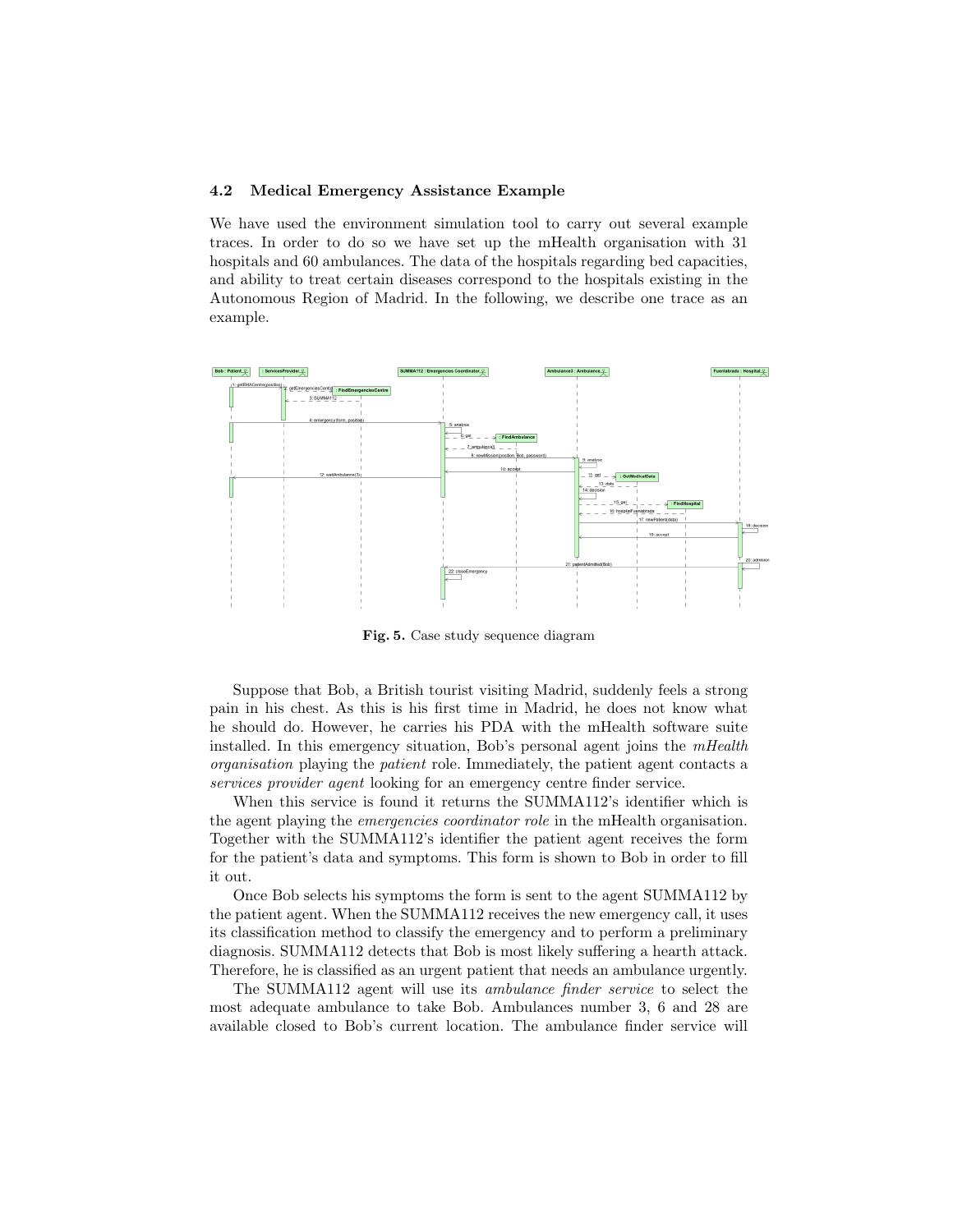### 4.2 Medical Emergency Assistance Example

We have used the environment simulation tool to carry out several example traces. In order to do so we have set up the mHealth organisation with 31 hospitals and 60 ambulances. The data of the hospitals regarding bed capacities, and ability to treat certain diseases correspond to the hospitals existing in the Autonomous Region of Madrid. In the following, we describe one trace as an example.

**Fig. 5.** Case study sequence diagram

Suppose that Bob, a British tourist visiting Madrid, suddenly feels a strong pain in his chest. As this is his first time in Madrid, he does not know what he should do. However, he carries his PDA with the mHealth software suite installed. In this emergency situation, Bob's personal agent joins the *mHealth organisation* playing the *patient* role. Immediately, the patient agent contacts a *services provider agent* looking for an emergency centre finder service.

When this service is found it returns the SUMMA112's identifier which is the agent playing the *emergencies coordinator role* in the mHealth organisation. Together with the SUMMA112's identifier the patient agent receives the form for the patient's data and symptoms. This form is shown to Bob in order to fill it out.

Once Bob selects his symptoms the form is sent to the agent SUMMA112 by the patient agent. When the SUMMA112 receives the new emergency call, it uses its classification method to classify the emergency and to perform a preliminary diagnosis. SUMMA112 detects that Bob is most likely suffering a hearth attack. Therefore, he is classified as an urgent patient that needs an ambulance urgently.

The SUMMA112 agent will use its *ambulance finder service* to select the most adequate ambulance to take Bob. Ambulances number 3, 6 and 28 are available closed to Bob's current location. The ambulance finder service will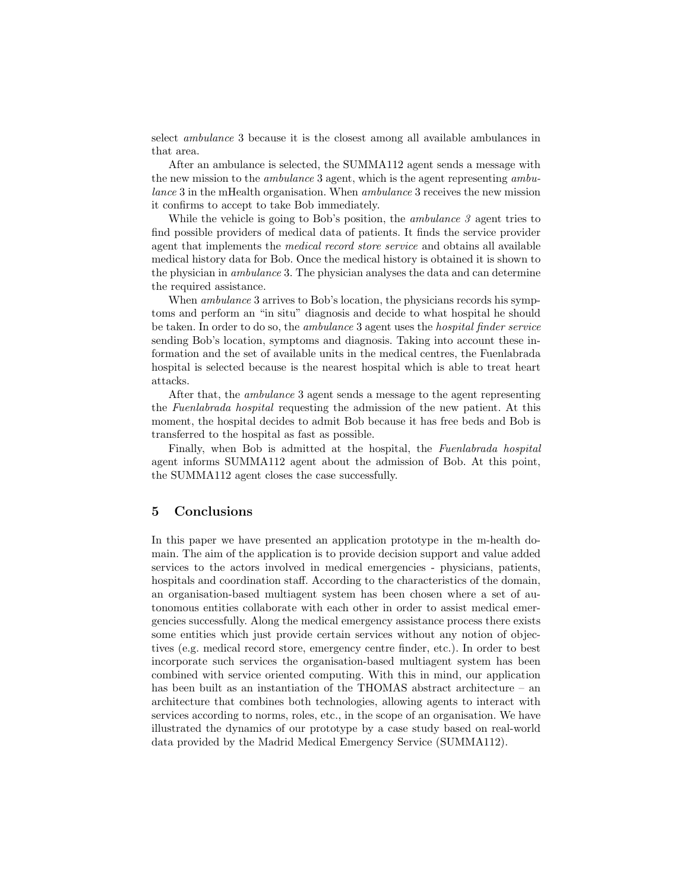select *ambulance* 3 because it is the closest among all available ambulances in that area.

After an ambulance is selected, the SUMMA112 agent sends a message with the new mission to the *ambulance* 3 agent, which is the agent representing *ambulance* 3 in the mHealth organisation. When *ambulance* 3 receives the new mission it confirms to accept to take Bob immediately.

While the vehicle is going to Bob's position, the *ambulance 3* agent tries to find possible providers of medical data of patients. It finds the service provider agent that implements the *medical record store service* and obtains all available medical history data for Bob. Once the medical history is obtained it is shown to the physician in *ambulance* 3. The physician analyses the data and can determine the required assistance.

When *ambulance* 3 arrives to Bob's location, the physicians records his symptoms and perform an "in situ" diagnosis and decide to what hospital he should be taken. In order to do so, the *ambulance* 3 agent uses the *hospital finder service* sending Bob's location, symptoms and diagnosis. Taking into account these information and the set of available units in the medical centres, the Fuenlabrada hospital is selected because is the nearest hospital which is able to treat heart attacks.

After that, the *ambulance* 3 agent sends a message to the agent representing the *Fuenlabrada hospital* requesting the admission of the new patient. At this moment, the hospital decides to admit Bob because it has free beds and Bob is transferred to the hospital as fast as possible.

Finally, when Bob is admitted at the hospital, the *Fuenlabrada hospital* agent informs SUMMA112 agent about the admission of Bob. At this point, the SUMMA112 agent closes the case successfully.

## 5 Conclusions

In this paper we have presented an application prototype in the m-health domain. The aim of the application is to provide decision support and value added services to the actors involved in medical emergencies - physicians, patients, hospitals and coordination staff. According to the characteristics of the domain, an organisation-based multiagent system has been chosen where a set of autonomous entities collaborate with each other in order to assist medical emergencies successfully. Along the medical emergency assistance process there exists some entities which just provide certain services without any notion of objectives (e.g. medical record store, emergency centre finder, etc.). In order to best incorporate such services the organisation-based multiagent system has been combined with service oriented computing. With this in mind, our application has been built as an instantiation of the THOMAS abstract architecture – an architecture that combines both technologies, allowing agents to interact with services according to norms, roles, etc., in the scope of an organisation. We have illustrated the dynamics of our prototype by a case study based on real-world data provided by the Madrid Medical Emergency Service (SUMMA112).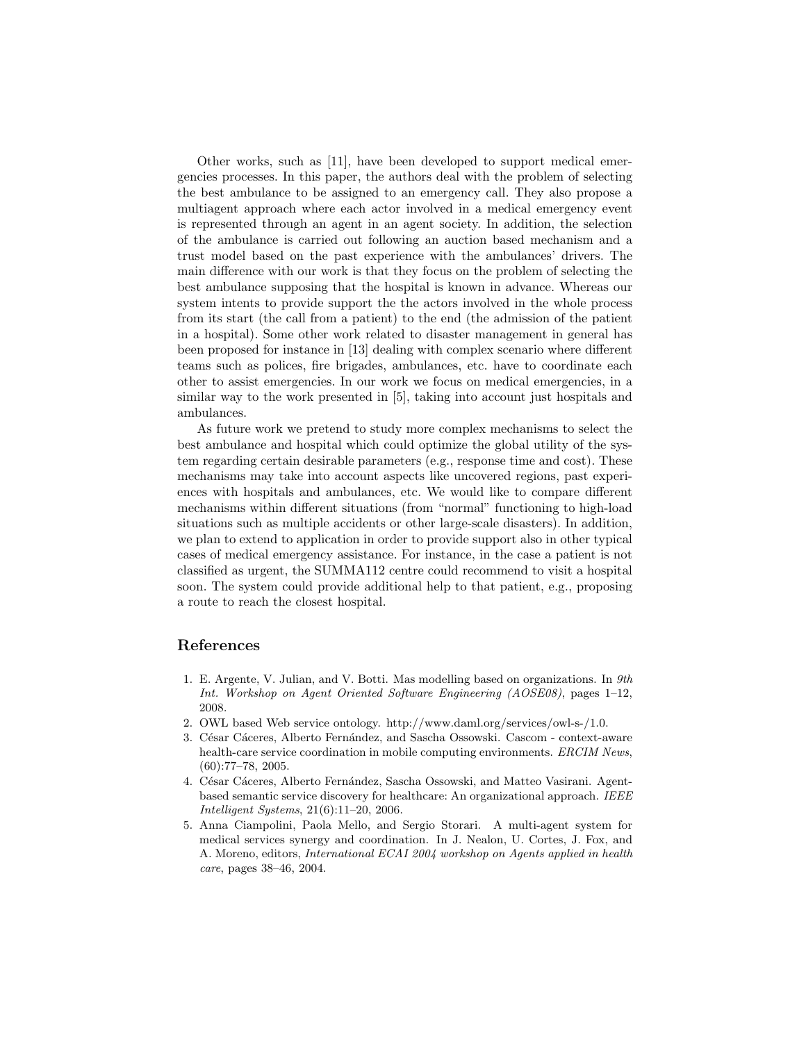Other works, such as [11], have been developed to support medical emergencies processes. In this paper, the authors deal with the problem of selecting the best ambulance to be assigned to an emergency call. They also propose a multiagent approach where each actor involved in a medical emergency event is represented through an agent in an agent society. In addition, the selection of the ambulance is carried out following an auction based mechanism and a trust model based on the past experience with the ambulances' drivers. The main difference with our work is that they focus on the problem of selecting the best ambulance supposing that the hospital is known in advance. Whereas our system intents to provide support the the actors involved in the whole process from its start (the call from a patient) to the end (the admission of the patient in a hospital). Some other work related to disaster management in general has been proposed for instance in [13] dealing with complex scenario where different teams such as polices, fire brigades, ambulances, etc. have to coordinate each other to assist emergencies. In our work we focus on medical emergencies, in a similar way to the work presented in [5], taking into account just hospitals and ambulances.

As future work we pretend to study more complex mechanisms to select the best ambulance and hospital which could optimize the global utility of the system regarding certain desirable parameters (e.g., response time and cost). These mechanisms may take into account aspects like uncovered regions, past experiences with hospitals and ambulances, etc. We would like to compare different mechanisms within different situations (from "normal" functioning to high-load situations such as multiple accidents or other large-scale disasters). In addition, we plan to extend to application in order to provide support also in other typical cases of medical emergency assistance. For instance, in the case a patient is not classified as urgent, the SUMMA112 centre could recommend to visit a hospital soon. The system could provide additional help to that patient, e.g., proposing a route to reach the closest hospital.

## References

1. E. Argente, V. Julian, and V. Botti. Mas modelling based on organizations. In *9th Int. Workshop on Agent Oriented Software Engineering (AOSE08)*, pages 1–12, 2008.
2. OWL based Web service ontology. http://www.daml.org/services/owl-s-/1.0.
3. César Cáceres, Alberto Fernández, and Sascha Ossowski. Cascom - context-aware health-care service coordination in mobile computing environments. *ERCIM News*, (60):77–78, 2005.
4. César Cáceres, Alberto Fernández, Sascha Ossowski, and Matteo Vasirani. Agent-based semantic service discovery for healthcare: An organizational approach. *IEEE Intelligent Systems*, 21(6):11–20, 2006.
5. Anna Ciampolini, Paola Mello, and Sergio Storari. A multi-agent system for medical services synergy and coordination. In J. Nealon, U. Cortes, J. Fox, and A. Moreno, editors, *International ECAI 2004 workshop on Agents applied in health care*, pages 38–46, 2004.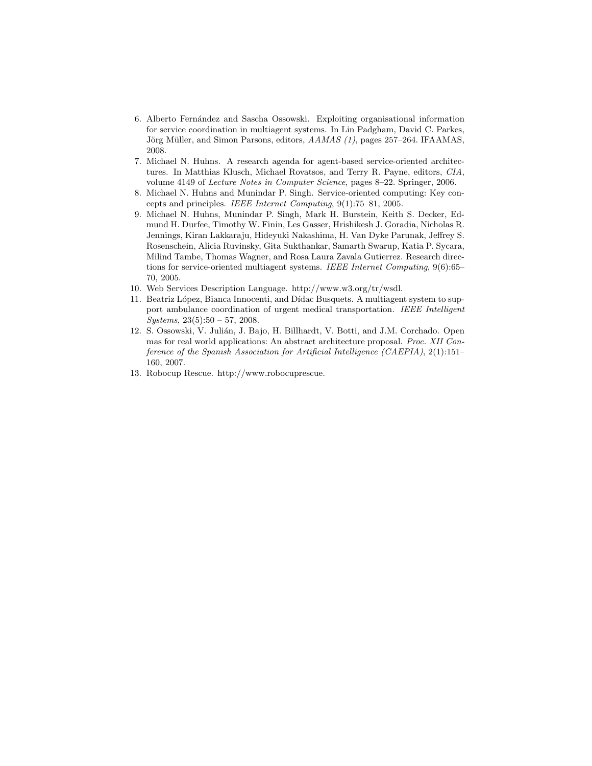6. Alberto Fernández and Sascha Ossowski. Exploiting organisational information for service coordination in multiagent systems. In Lin Padgham, David C. Parkes, Jörg Müller, and Simon Parsons, editors, *AAMAS (1)*, pages 257–264. IFAAMAS, 2008.
7. Michael N. Huhns. A research agenda for agent-based service-oriented architectures. In Matthias Klusch, Michael Rovatsos, and Terry R. Payne, editors, *CIA*, volume 4149 of *Lecture Notes in Computer Science*, pages 8–22. Springer, 2006.
8. Michael N. Huhns and Munindar P. Singh. Service-oriented computing: Key concepts and principles. *IEEE Internet Computing*, 9(1):75–81, 2005.
9. Michael N. Huhns, Munindar P. Singh, Mark H. Burstein, Keith S. Decker, Edmund H. Durfee, Timothy W. Finin, Les Gasser, Hrishikesh J. Goradia, Nicholas R. Jennings, Kiran Lakkaraju, Hideyuki Nakashima, H. Van Dyke Parunak, Jeffrey S. Rosenschein, Alicia Ruvinsky, Gita Sukthankar, Samarth Swarup, Katia P. Sycara, Milind Tambe, Thomas Wagner, and Rosa Laura Zavala Gutierrez. Research directions for service-oriented multiagent systems. *IEEE Internet Computing*, 9(6):65–70, 2005.
10. Web Services Description Language. http://www.w3.org/tr/wsdl.
11. Beatriz López, Bianca Innocenti, and Dídac Busquets. A multiagent system to support ambulance coordination of urgent medical transportation. *IEEE Intelligent Systems*, 23(5):50 – 57, 2008.
12. S. Ossowski, V. Julián, J. Bajo, H. Billhardt, V. Botti, and J.M. Corchado. Open mas for real world applications: An abstract architecture proposal. *Proc. XII Conference of the Spanish Association for Artificial Intelligence (CAEPIA)*, 2(1):151–160, 2007.
13. Robocup Rescue. http://www.robocuprescue.